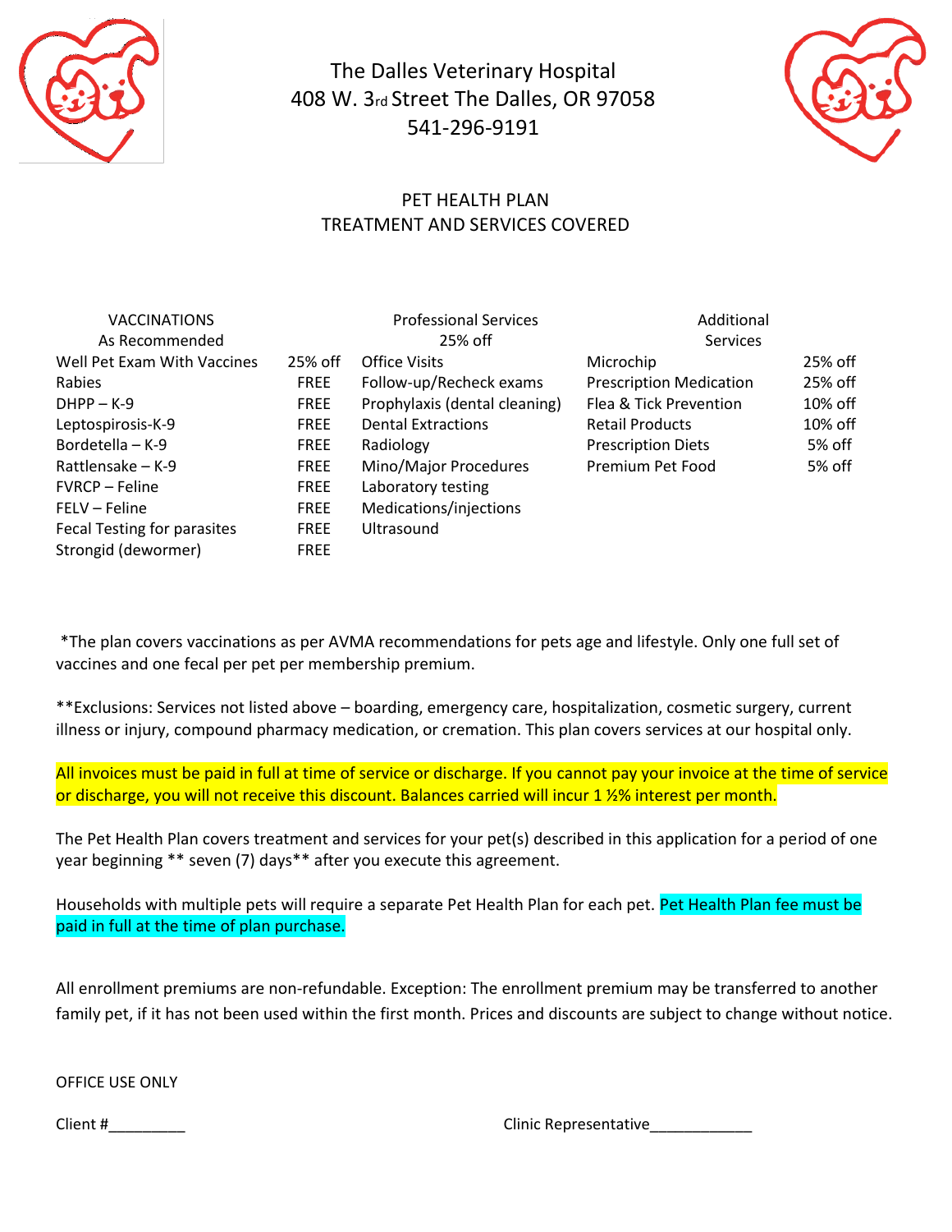# The Dalles Veterinary Hospital

408 W. 3rd Street The Dalles, OR 97058

541-296-9191

## PET HEALTH PLAN
## TREATMENT AND SERVICES COVERED

| VACCINATIONS As Recommended | | Professional Services 25% off | Additional Services | |
|---|---|---|---|---|
| Well Pet Exam With Vaccines | 25% off | Office Visits | Microchip | 25% off |
| Rabies | FREE | Follow-up/Recheck exams | Prescription Medication | 25% off |
| DHPP – K-9 | FREE | Prophylaxis (dental cleaning) | Flea & Tick Prevention | 10% off |
| Leptospirosis-K-9 | FREE | Dental Extractions | Retail Products | 10% off |
| Bordetella – K-9 | FREE | Radiology | Prescription Diets | 5% off |
| Rattlensake – K-9 | FREE | Mino/Major Procedures | Premium Pet Food | 5% off |
| FVRCP – Feline | FREE | Laboratory testing | | |
| FELV – Feline | FREE | Medications/injections | | |
| Fecal Testing for parasites | FREE | Ultrasound | | |
| Strongid (dewormer) | FREE | | | |

*The plan covers vaccinations as per AVMA recommendations for pets age and lifestyle. Only one full set of vaccines and one fecal per pet per membership premium.

**Exclusions: Services not listed above – boarding, emergency care, hospitalization, cosmetic surgery, current illness or injury, compound pharmacy medication, or cremation. This plan covers services at our hospital only.

All invoices must be paid in full at time of service or discharge. If you cannot pay your invoice at the time of service or discharge, you will not receive this discount. Balances carried will incur 1 ½% interest per month.

The Pet Health Plan covers treatment and services for your pet(s) described in this application for a period of one year beginning ** seven (7) days** after you execute this agreement.

Households with multiple pets will require a separate Pet Health Plan for each pet. Pet Health Plan fee must be paid in full at the time of plan purchase.

All enrollment premiums are non-refundable. Exception: The enrollment premium may be transferred to another family pet, if it has not been used within the first month. Prices and discounts are subject to change without notice.

OFFICE USE ONLY

Client #_________ Clinic Representative____________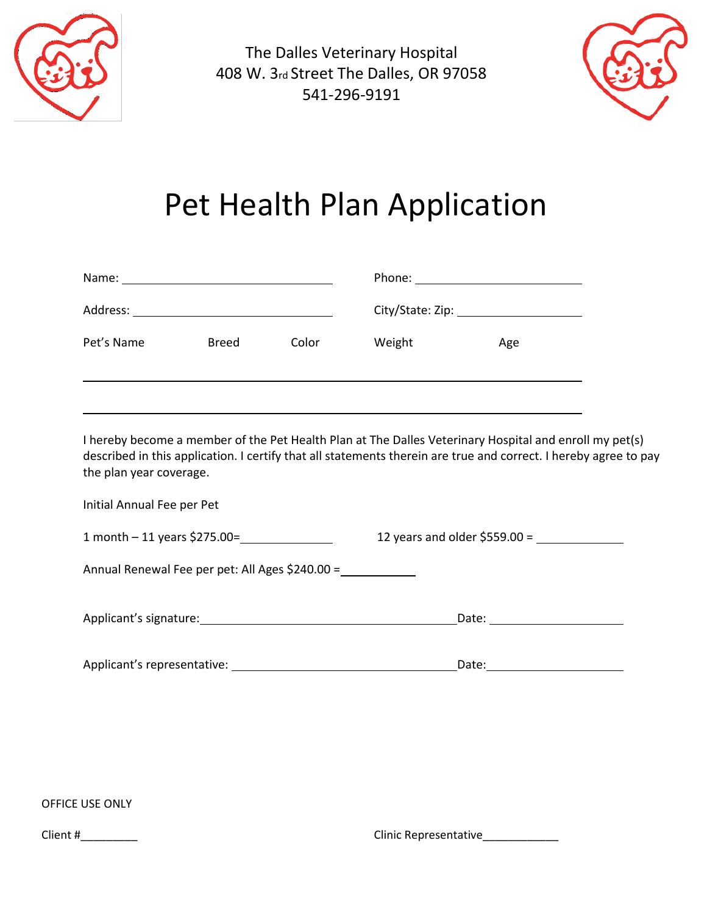The Dalles Veterinary Hospital
408 W. 3rd Street The Dalles, OR 97058
541-296-9191

# Pet Health Plan Application

Name: ______________________________ Phone: ________________________

Address: ____________________________ City/State: Zip: ___________________

| Pet's Name | Breed | Color | Weight | Age |
|---|---|---|---|---|
| | | | | |
| | | | | |

I hereby become a member of the Pet Health Plan at The Dalles Veterinary Hospital and enroll my pet(s) described in this application. I certify that all statements therein are true and correct. I hereby agree to pay the plan year coverage.

Initial Annual Fee per Pet

1 month – 11 years $275.00=____________ 12 years and older $559.00 = ____________

Annual Renewal Fee per pet: All Ages $240.00 =___________

Applicant's signature:_____________________________________Date: ___________________

Applicant's representative: ________________________________Date:___________________

OFFICE USE ONLY

Client #_________ Clinic Representative____________